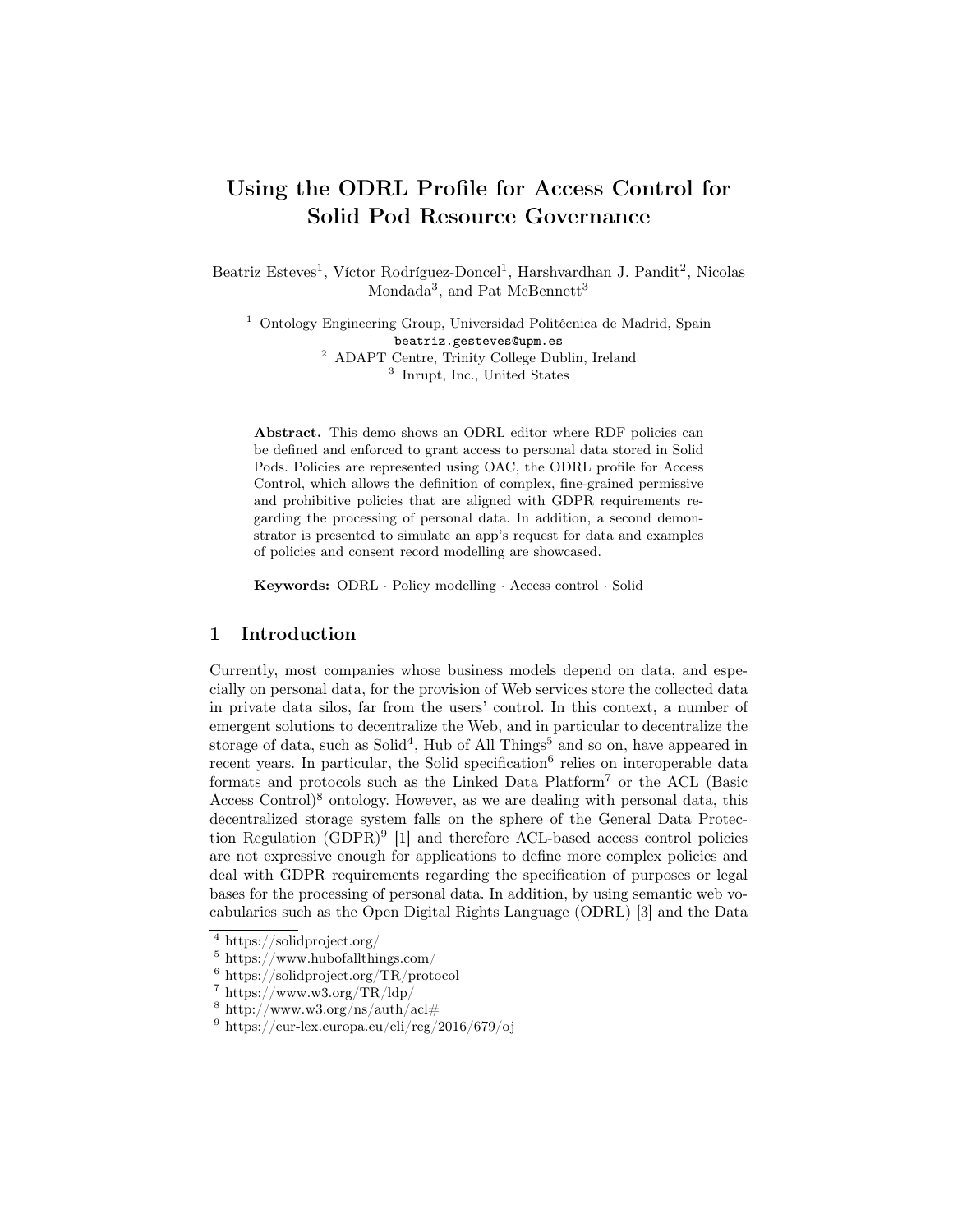# Using the ODRL Profile for Access Control for Solid Pod Resource Governance

Beatriz Esteves[1], Víctor Rodríguez-Doncel[1], Harshvardhan J. Pandit[2], Nicolas Mondada[3], and Pat McBennett[3]

[1] Ontology Engineering Group, Universidad Politécnica de Madrid, Spain
`beatriz.gesteves@upm.es`
[2] ADAPT Centre, Trinity College Dublin, Ireland
[3] Inrupt, Inc., United States

**Abstract.** This demo shows an ODRL editor where RDF policies can be defined and enforced to grant access to personal data stored in Solid Pods. Policies are represented using OAC, the ODRL profile for Access Control, which allows the definition of complex, fine-grained permissive and prohibitive policies that are aligned with GDPR requirements regarding the processing of personal data. In addition, a second demonstrator is presented to simulate an app's request for data and examples of policies and consent record modelling are showcased.

**Keywords:** ODRL · Policy modelling · Access control · Solid

## 1 Introduction

Currently, most companies whose business models depend on data, and especially on personal data, for the provision of Web services store the collected data in private data silos, far from the users' control. In this context, a number of emergent solutions to decentralize the Web, and in particular to decentralize the storage of data, such as Solid[4], Hub of All Things[5] and so on, have appeared in recent years. In particular, the Solid specification[6] relies on interoperable data formats and protocols such as the Linked Data Platform[7] or the ACL (Basic Access Control)[8] ontology. However, as we are dealing with personal data, this decentralized storage system falls on the sphere of the General Data Protection Regulation (GDPR)[9] [1] and therefore ACL-based access control policies are not expressive enough for applications to define more complex policies and deal with GDPR requirements regarding the specification of purposes or legal bases for the processing of personal data. In addition, by using semantic web vocabularies such as the Open Digital Rights Language (ODRL) [3] and the Data

[4] https://solidproject.org/
[5] https://www.hubofallthings.com/
[6] https://solidproject.org/TR/protocol
[7] https://www.w3.org/TR/ldp/
[8] http://www.w3.org/ns/auth/acl#
[9] https://eur-lex.europa.eu/eli/reg/2016/679/oj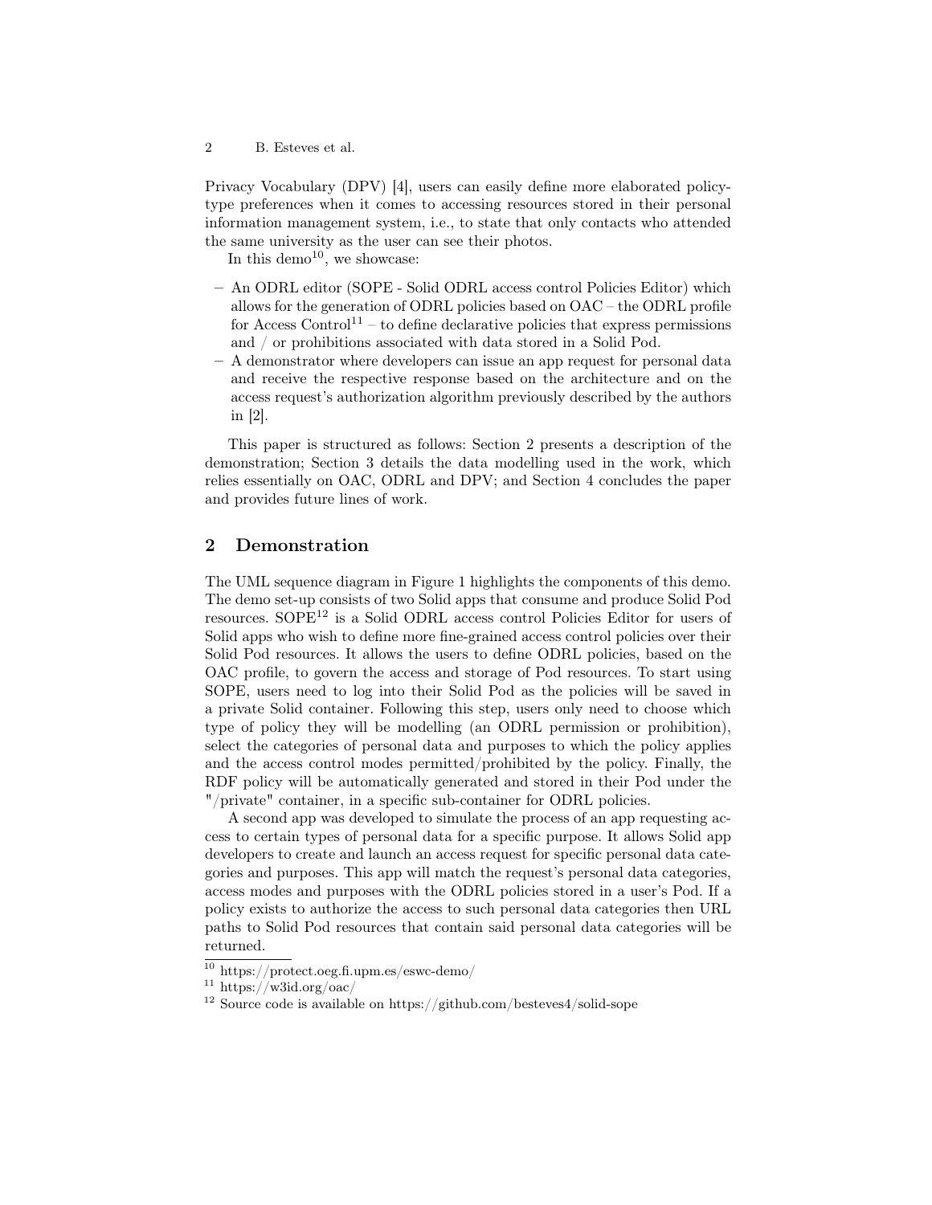Privacy Vocabulary (DPV) [4], users can easily define more elaborated policy-type preferences when it comes to accessing resources stored in their personal information management system, i.e., to state that only contacts who attended the same university as the user can see their photos.

In this demo[10], we showcase:

- An ODRL editor (SOPE - Solid ODRL access control Policies Editor) which allows for the generation of ODRL policies based on OAC – the ODRL profile for Access Control[11] – to define declarative policies that express permissions and / or prohibitions associated with data stored in a Solid Pod.
- A demonstrator where developers can issue an app request for personal data and receive the respective response based on the architecture and on the access request's authorization algorithm previously described by the authors in [2].

This paper is structured as follows: Section 2 presents a description of the demonstration; Section 3 details the data modelling used in the work, which relies essentially on OAC, ODRL and DPV; and Section 4 concludes the paper and provides future lines of work.

## 2 Demonstration

The UML sequence diagram in Figure 1 highlights the components of this demo. The demo set-up consists of two Solid apps that consume and produce Solid Pod resources. SOPE[12] is a Solid ODRL access control Policies Editor for users of Solid apps who wish to define more fine-grained access control policies over their Solid Pod resources. It allows the users to define ODRL policies, based on the OAC profile, to govern the access and storage of Pod resources. To start using SOPE, users need to log into their Solid Pod as the policies will be saved in a private Solid container. Following this step, users only need to choose which type of policy they will be modelling (an ODRL permission or prohibition), select the categories of personal data and purposes to which the policy applies and the access control modes permitted/prohibited by the policy. Finally, the RDF policy will be automatically generated and stored in their Pod under the "/private" container, in a specific sub-container for ODRL policies.

A second app was developed to simulate the process of an app requesting access to certain types of personal data for a specific purpose. It allows Solid app developers to create and launch an access request for specific personal data categories and purposes. This app will match the request's personal data categories, access modes and purposes with the ODRL policies stored in a user's Pod. If a policy exists to authorize the access to such personal data categories then URL paths to Solid Pod resources that contain said personal data categories will be returned.

[10] https://protect.oeg.fi.upm.es/eswc-demo/

[11] https://w3id.org/oac/

[12] Source code is available on https://github.com/besteves4/solid-sope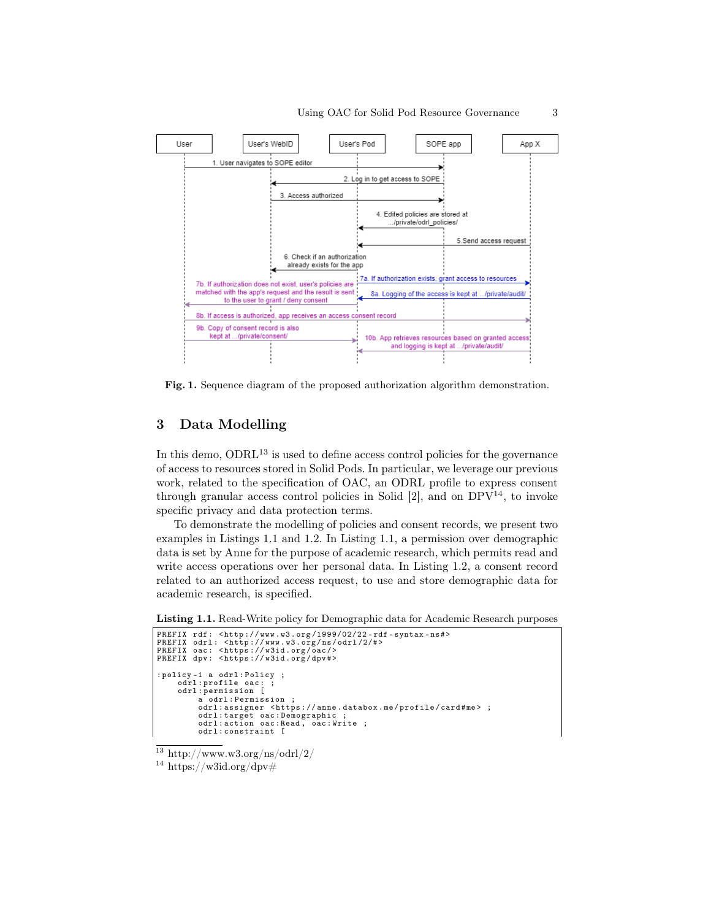Fig. 1. Sequence diagram of the proposed authorization algorithm demonstration.

## 3 Data Modelling

In this demo, ODRL[13] is used to define access control policies for the governance of access to resources stored in Solid Pods. In particular, we leverage our previous work, related to the specification of OAC, an ODRL profile to express consent through granular access control policies in Solid [2], and on DPV[14], to invoke specific privacy and data protection terms.

To demonstrate the modelling of policies and consent records, we present two examples in Listings 1.1 and 1.2. In Listing 1.1, a permission over demographic data is set by Anne for the purpose of academic research, which permits read and write access operations over her personal data. In Listing 1.2, a consent record related to an authorized access request, to use and store demographic data for academic research, is specified.

**Listing 1.1.** Read-Write policy for Demographic data for Academic Research purposes

```
PREFIX rdf: <http://www.w3.org/1999/02/22-rdf-syntax-ns#>
PREFIX odrl: <http://www.w3.org/ns/odrl/2/#>
PREFIX oac: <https://w3id.org/oac/>
PREFIX dpv: <https://w3id.org/dpv#>

:policy-1 a odrl:Policy ;
    odrl:profile oac: ;
    odrl:permission [
        a odrl:Permission ;
        odrl:assigner <https://anne.databox.me/profile/card#me> ;
        odrl:target oac:Demographic ;
        odrl:action oac:Read, oac:Write ;
        odrl:constraint [
```

[13] http://www.w3.org/ns/odrl/2/

[14] https://w3id.org/dpv#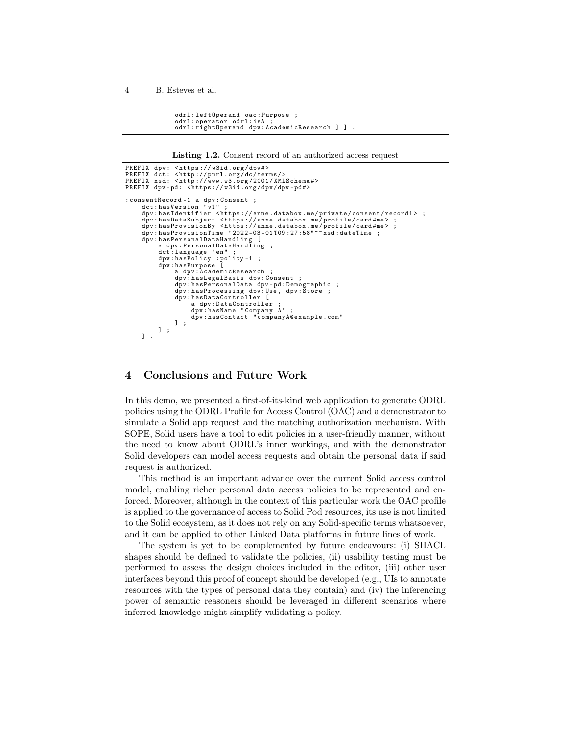```
            odrl:leftOperand oac:Purpose ;
            odrl:operator odrl:isA ;
            odrl:rightOperand dpv:AcademicResearch ] ] .
```

**Listing 1.2.** Consent record of an authorized access request

```
PREFIX dpv: <https://w3id.org/dpv#>
PREFIX dct: <http://purl.org/dc/terms/>
PREFIX xsd: <http://www.w3.org/2001/XMLSchema#>
PREFIX dpv-pd: <https://w3id.org/dpv/dpv-pd#>

:consentRecord-1 a dpv:Consent ;
    dct:hasVersion "v1" ;
    dpv:hasIdentifier <https://anne.databox.me/private/consent/record1> ;
    dpv:hasDataSubject <https://anne.databox.me/profile/card#me> ;
    dpv:hasProvisionBy <https://anne.databox.me/profile/card#me> ;
    dpv:hasProvisionTime "2022-03-01T09:27:58"^^xsd:dateTime ;
    dpv:hasPersonalDataHandling [
        a dpv:PersonalDataHandling ;
        dct:language "en" ;
        dpv:hasPolicy :policy-1 ;
        dpv:hasPurpose [
            a dpv:AcademicResearch ;
            dpv:hasLegalBasis dpv:Consent ;
            dpv:hasPersonalData dpv-pd:Demographic ;
            dpv:hasProcessing dpv:Use, dpv:Store ;
            dpv:hasDataController [
                a dpv:DataController ;
                dpv:hasName "Company A" ;
                dpv:hasContact "companyA@example.com"
            ] ;
        ] ;
    ] .
```

## 4 Conclusions and Future Work

In this demo, we presented a first-of-its-kind web application to generate ODRL policies using the ODRL Profile for Access Control (OAC) and a demonstrator to simulate a Solid app request and the matching authorization mechanism. With SOPE, Solid users have a tool to edit policies in a user-friendly manner, without the need to know about ODRL's inner workings, and with the demonstrator Solid developers can model access requests and obtain the personal data if said request is authorized.

This method is an important advance over the current Solid access control model, enabling richer personal data access policies to be represented and enforced. Moreover, although in the context of this particular work the OAC profile is applied to the governance of access to Solid Pod resources, its use is not limited to the Solid ecosystem, as it does not rely on any Solid-specific terms whatsoever, and it can be applied to other Linked Data platforms in future lines of work.

The system is yet to be complemented by future endeavours: (i) SHACL shapes should be defined to validate the policies, (ii) usability testing must be performed to assess the design choices included in the editor, (iii) other user interfaces beyond this proof of concept should be developed (e.g., UIs to annotate resources with the types of personal data they contain) and (iv) the inferencing power of semantic reasoners should be leveraged in different scenarios where inferred knowledge might simplify validating a policy.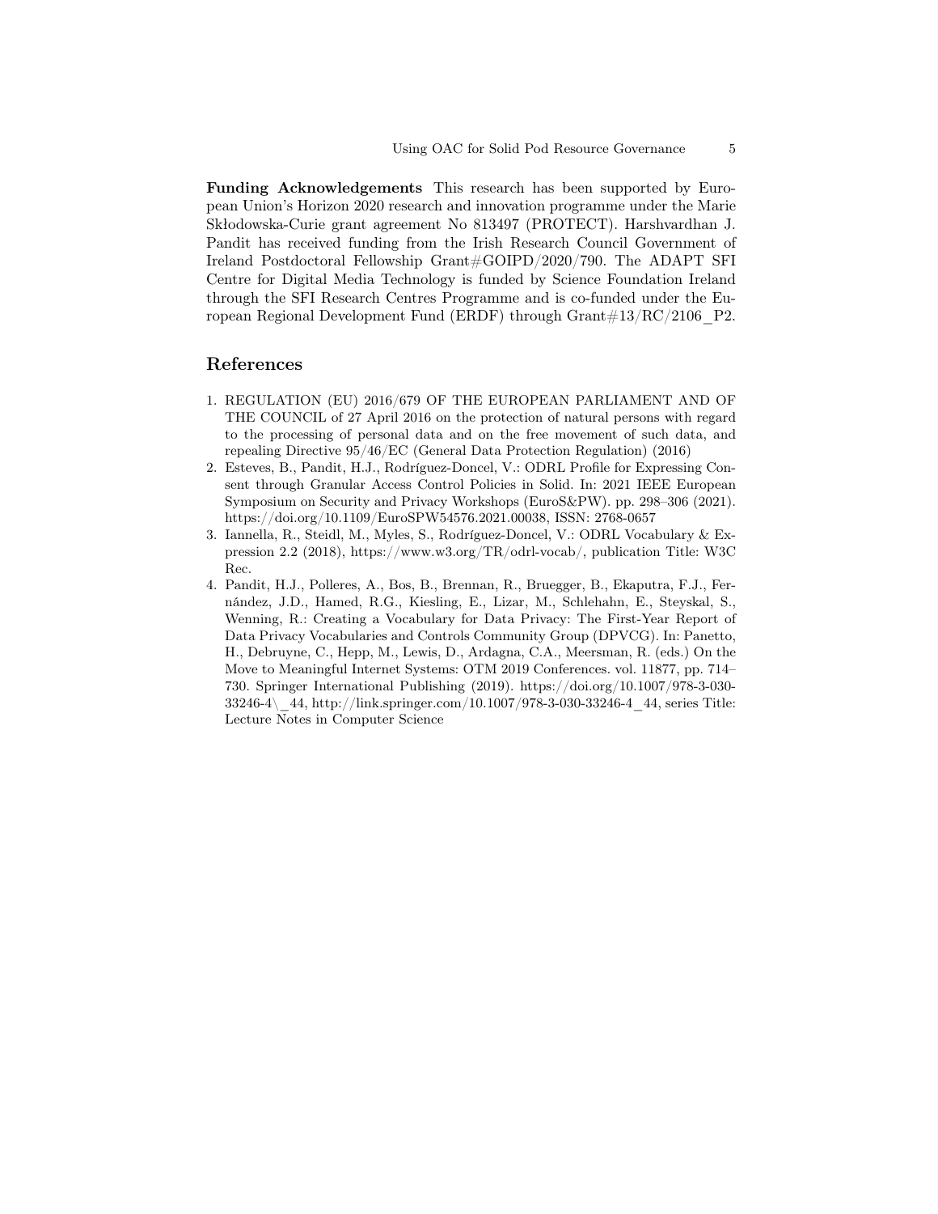**Funding Acknowledgements** This research has been supported by European Union's Horizon 2020 research and innovation programme under the Marie Skłodowska-Curie grant agreement No 813497 (PROTECT). Harshvardhan J. Pandit has received funding from the Irish Research Council Government of Ireland Postdoctoral Fellowship Grant#GOIPD/2020/790. The ADAPT SFI Centre for Digital Media Technology is funded by Science Foundation Ireland through the SFI Research Centres Programme and is co-funded under the European Regional Development Fund (ERDF) through Grant#13/RC/2106_P2.

## References

1. REGULATION (EU) 2016/679 OF THE EUROPEAN PARLIAMENT AND OF THE COUNCIL of 27 April 2016 on the protection of natural persons with regard to the processing of personal data and on the free movement of such data, and repealing Directive 95/46/EC (General Data Protection Regulation) (2016)
2. Esteves, B., Pandit, H.J., Rodríguez-Doncel, V.: ODRL Profile for Expressing Consent through Granular Access Control Policies in Solid. In: 2021 IEEE European Symposium on Security and Privacy Workshops (EuroS&PW). pp. 298–306 (2021). https://doi.org/10.1109/EuroSPW54576.2021.00038, ISSN: 2768-0657
3. Iannella, R., Steidl, M., Myles, S., Rodríguez-Doncel, V.: ODRL Vocabulary & Expression 2.2 (2018), https://www.w3.org/TR/odrl-vocab/, publication Title: W3C Rec.
4. Pandit, H.J., Polleres, A., Bos, B., Brennan, R., Bruegger, B., Ekaputra, F.J., Fernández, J.D., Hamed, R.G., Kiesling, E., Lizar, M., Schlehahn, E., Steyskal, S., Wenning, R.: Creating a Vocabulary for Data Privacy: The First-Year Report of Data Privacy Vocabularies and Controls Community Group (DPVCG). In: Panetto, H., Debruyne, C., Hepp, M., Lewis, D., Ardagna, C.A., Meersman, R. (eds.) On the Move to Meaningful Internet Systems: OTM 2019 Conferences. vol. 11877, pp. 714–730. Springer International Publishing (2019). https://doi.org/10.1007/978-3-030-33246-4\_44, http://link.springer.com/10.1007/978-3-030-33246-4_44, series Title: Lecture Notes in Computer Science